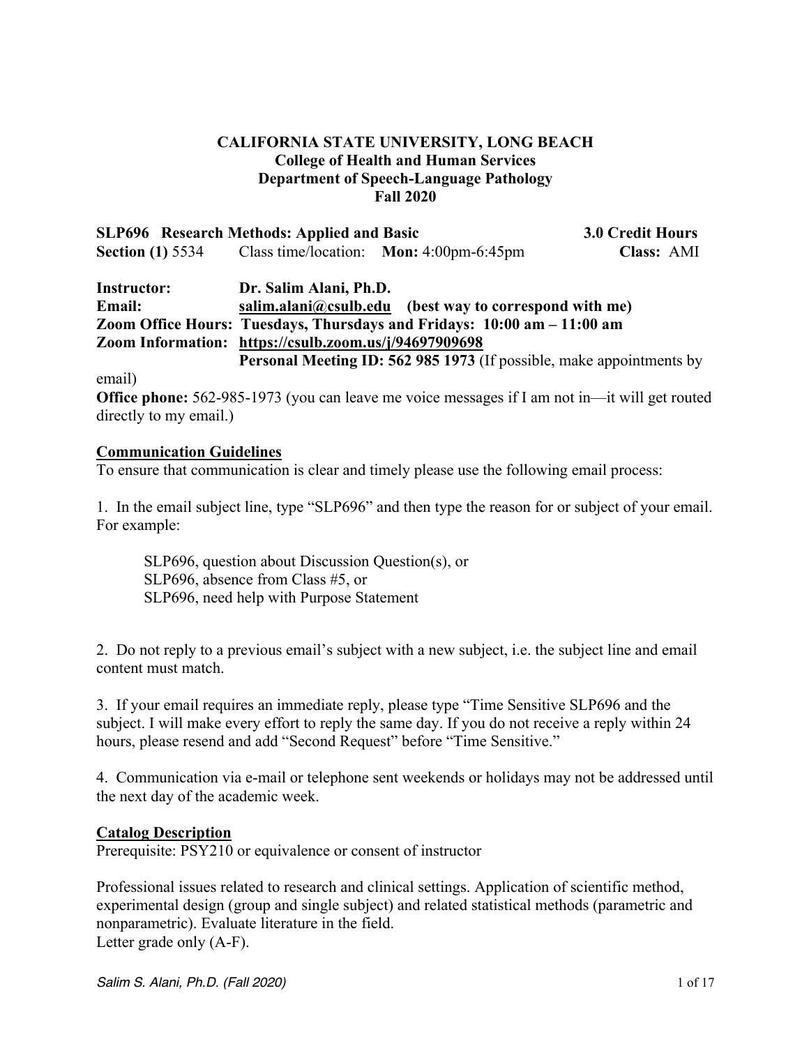**CALIFORNIA STATE UNIVERSITY, LONG BEACH**
**College of Health and Human Services**
**Department of Speech-Language Pathology**
**Fall 2020**

**SLP696 Research Methods: Applied and Basic** **3.0 Credit Hours**
**Section (1)** 5534 Class time/location: **Mon:** 4:00pm-6:45pm **Class:** AMI

**Instructor:** **Dr. Salim Alani, Ph.D.**
**Email:** **salim.alani@csulb.edu (best way to correspond with me)**
**Zoom Office Hours: Tuesdays, Thursdays and Fridays: 10:00 am – 11:00 am**
**Zoom Information: https://csulb.zoom.us/j/94697909698**
**Personal Meeting ID: 562 985 1973** (If possible, make appointments by email)
**Office phone:** 562-985-1973 (you can leave me voice messages if I am not in—it will get routed directly to my email.)

## Communication Guidelines

To ensure that communication is clear and timely please use the following email process:

1. In the email subject line, type "SLP696" and then type the reason for or subject of your email. For example:

   SLP696, question about Discussion Question(s), or
   SLP696, absence from Class #5, or
   SLP696, need help with Purpose Statement

2. Do not reply to a previous email's subject with a new subject, i.e. the subject line and email content must match.

3. If your email requires an immediate reply, please type "Time Sensitive SLP696 and the subject. I will make every effort to reply the same day. If you do not receive a reply within 24 hours, please resend and add "Second Request" before "Time Sensitive."

4. Communication via e-mail or telephone sent weekends or holidays may not be addressed until the next day of the academic week.

## Catalog Description

Prerequisite: PSY210 or equivalence or consent of instructor

Professional issues related to research and clinical settings. Application of scientific method, experimental design (group and single subject) and related statistical methods (parametric and nonparametric). Evaluate literature in the field.
Letter grade only (A-F).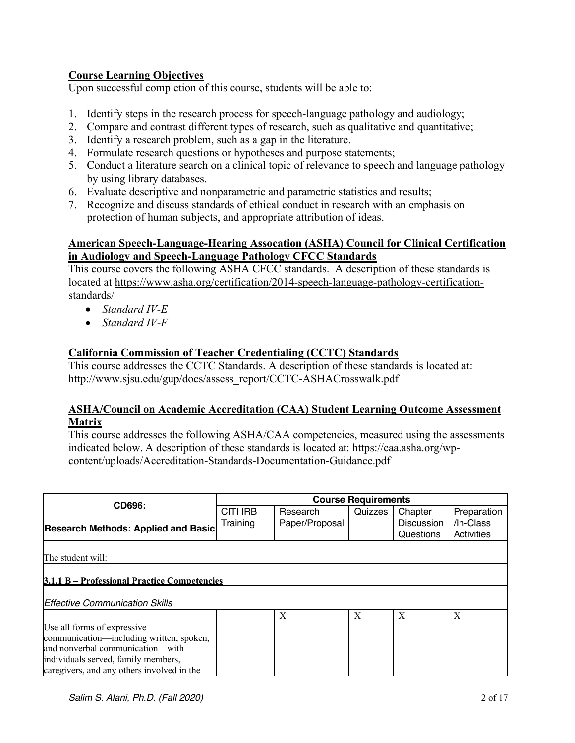**Course Learning Objectives**

Upon successful completion of this course, students will be able to:

1. Identify steps in the research process for speech-language pathology and audiology;
2. Compare and contrast different types of research, such as qualitative and quantitative;
3. Identify a research problem, such as a gap in the literature.
4. Formulate research questions or hypotheses and purpose statements;
5. Conduct a literature search on a clinical topic of relevance to speech and language pathology by using library databases.
6. Evaluate descriptive and nonparametric and parametric statistics and results;
7. Recognize and discuss standards of ethical conduct in research with an emphasis on protection of human subjects, and appropriate attribution of ideas.

**American Speech-Language-Hearing Assocation (ASHA) Council for Clinical Certification in Audiology and Speech-Language Pathology CFCC Standards**

This course covers the following ASHA CFCC standards. A description of these standards is located at https://www.asha.org/certification/2014-speech-language-pathology-certification-standards/

- *Standard IV-E*
- *Standard IV-F*

**California Commission of Teacher Credentialing (CCTC) Standards**

This course addresses the CCTC Standards. A description of these standards is located at: http://www.sjsu.edu/gup/docs/assess_report/CCTC-ASHACrosswalk.pdf

**ASHA/Council on Academic Accreditation (CAA) Student Learning Outcome Assessment Matrix**

This course addresses the following ASHA/CAA competencies, measured using the assessments indicated below. A description of these standards is located at: https://caa.asha.org/wp-content/uploads/Accreditation-Standards-Documentation-Guidance.pdf

| **CD696:** | **Course Requirements** | | | | |
|---|---|---|---|---|---|
| **Research Methods: Applied and Basic** | CITI IRB Training | Research Paper/Proposal | Quizzes | Chapter Discussion Questions | Preparation /In-Class Activities |
| The student will: | | | | | |
| **3.1.1 B – Professional Practice Competencies** | | | | | |
| *Effective Communication Skills* | | | | | |
| Use all forms of expressive communication—including written, spoken, and nonverbal communication—with individuals served, family members, caregivers, and any others involved in the | | X | X | X | X |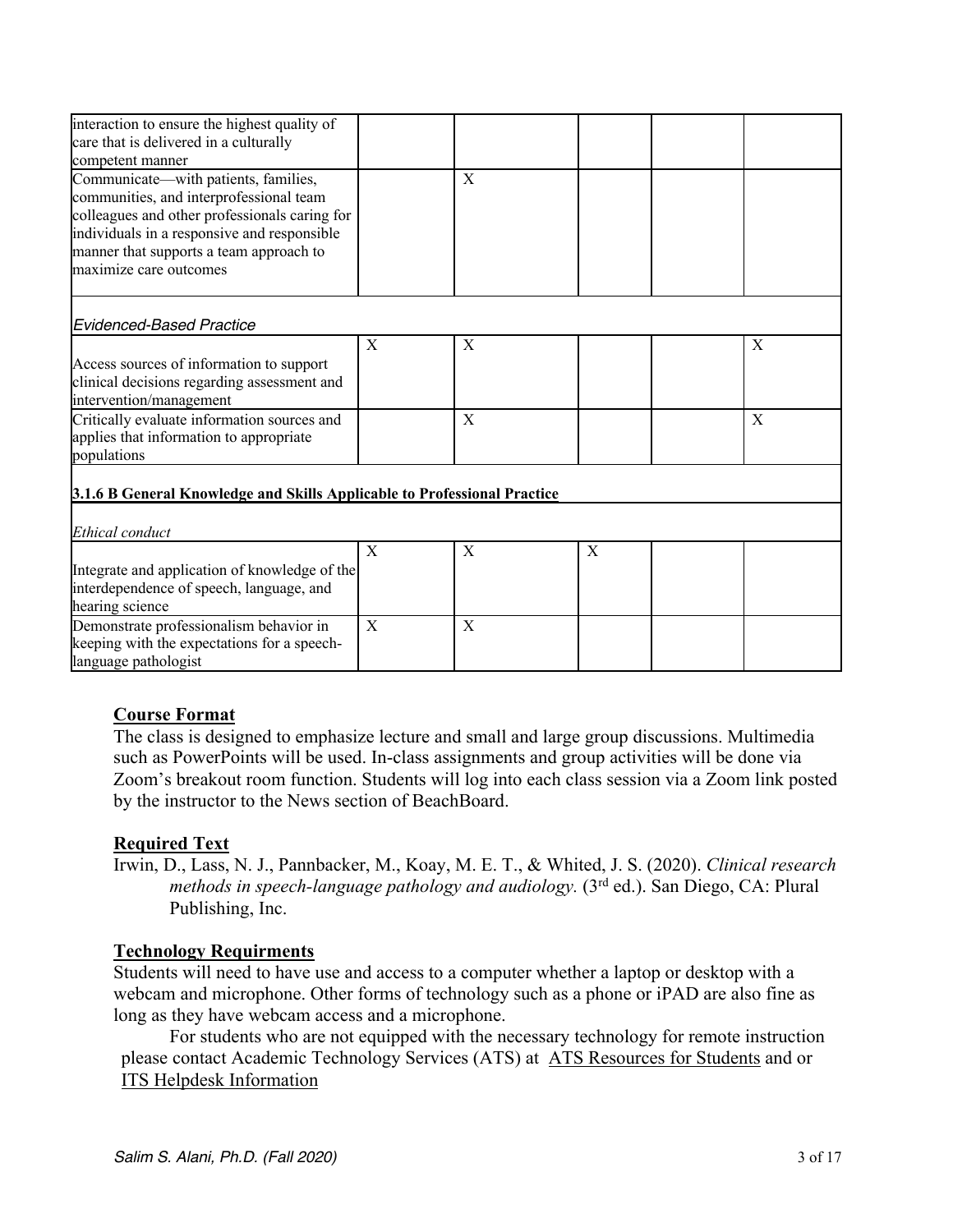| | | | | | |
|---|---|---|---|---|---|
| interaction to ensure the highest quality of care that is delivered in a culturally competent manner | | | | | |
| Communicate—with patients, families, communities, and interprofessional team colleagues and other professionals caring for individuals in a responsive and responsible manner that supports a team approach to maximize care outcomes | | X | | | |
| *Evidenced-Based Practice* | | | | | |
| Access sources of information to support clinical decisions regarding assessment and intervention/management | X | X | | | X |
| Critically evaluate information sources and applies that information to appropriate populations | | X | | | X |
| **3.1.6 B General Knowledge and Skills Applicable to Professional Practice** | | | | | |
| *Ethical conduct* | | | | | |
| Integrate and application of knowledge of the interdependence of speech, language, and hearing science | X | X | X | | |
| Demonstrate professionalism behavior in keeping with the expectations for a speech-language pathologist | X | X | | | |

## Course Format

The class is designed to emphasize lecture and small and large group discussions. Multimedia such as PowerPoints will be used. In-class assignments and group activities will be done via Zoom's breakout room function. Students will log into each class session via a Zoom link posted by the instructor to the News section of BeachBoard.

## Required Text

Irwin, D., Lass, N. J., Pannbacker, M., Koay, M. E. T., & Whited, J. S. (2020). *Clinical research methods in speech-language pathology and audiology.* (3rd ed.). San Diego, CA: Plural Publishing, Inc.

## Technology Requirments

Students will need to have use and access to a computer whether a laptop or desktop with a webcam and microphone. Other forms of technology such as a phone or iPAD are also fine as long as they have webcam access and a microphone.

For students who are not equipped with the necessary technology for remote instruction please contact Academic Technology Services (ATS) at ATS Resources for Students and or ITS Helpdesk Information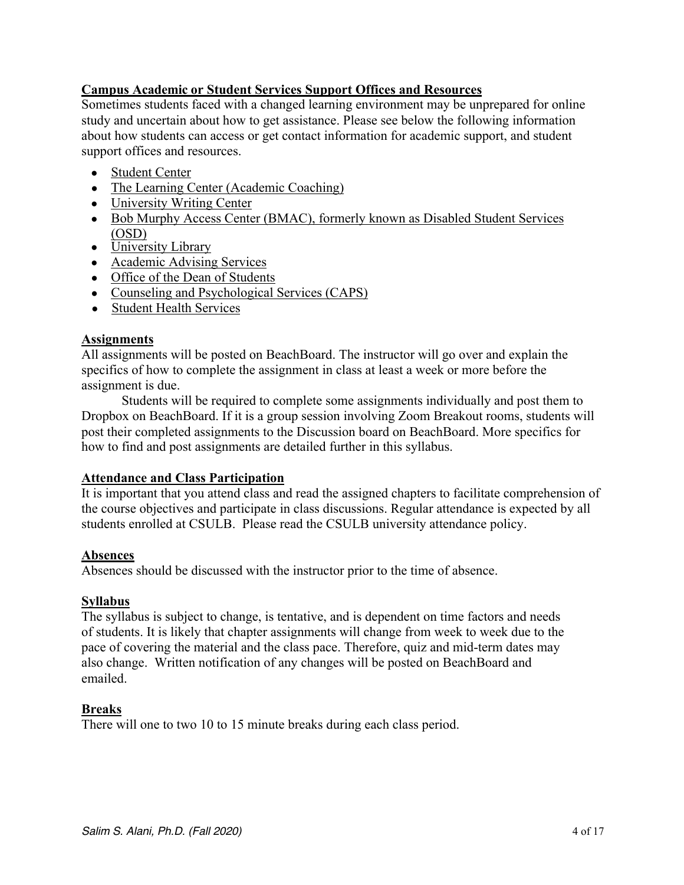## Campus Academic or Student Services Support Offices and Resources

Sometimes students faced with a changed learning environment may be unprepared for online study and uncertain about how to get assistance. Please see below the following information about how students can access or get contact information for academic support, and student support offices and resources.

- Student Center
- The Learning Center (Academic Coaching)
- University Writing Center
- Bob Murphy Access Center (BMAC), formerly known as Disabled Student Services (OSD)
- University Library
- Academic Advising Services
- Office of the Dean of Students
- Counseling and Psychological Services (CAPS)
- Student Health Services

## Assignments

All assignments will be posted on BeachBoard. The instructor will go over and explain the specifics of how to complete the assignment in class at least a week or more before the assignment is due.

Students will be required to complete some assignments individually and post them to Dropbox on BeachBoard. If it is a group session involving Zoom Breakout rooms, students will post their completed assignments to the Discussion board on BeachBoard. More specifics for how to find and post assignments are detailed further in this syllabus.

## Attendance and Class Participation

It is important that you attend class and read the assigned chapters to facilitate comprehension of the course objectives and participate in class discussions. Regular attendance is expected by all students enrolled at CSULB. Please read the CSULB university attendance policy.

## Absences

Absences should be discussed with the instructor prior to the time of absence.

## Syllabus

The syllabus is subject to change, is tentative, and is dependent on time factors and needs of students. It is likely that chapter assignments will change from week to week due to the pace of covering the material and the class pace. Therefore, quiz and mid-term dates may also change. Written notification of any changes will be posted on BeachBoard and emailed.

## Breaks

There will one to two 10 to 15 minute breaks during each class period.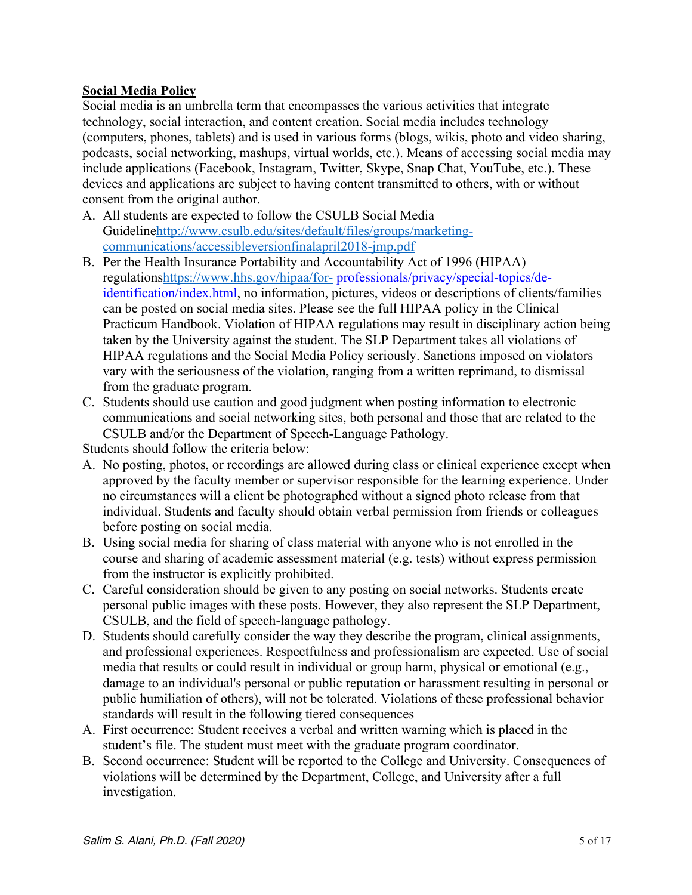**Social Media Policy**

Social media is an umbrella term that encompasses the various activities that integrate technology, social interaction, and content creation. Social media includes technology (computers, phones, tablets) and is used in various forms (blogs, wikis, photo and video sharing, podcasts, social networking, mashups, virtual worlds, etc.). Means of accessing social media may include applications (Facebook, Instagram, Twitter, Skype, Snap Chat, YouTube, etc.). These devices and applications are subject to having content transmitted to others, with or without consent from the original author.

A. All students are expected to follow the CSULB Social Media Guideline[http://www.csulb.edu/sites/default/files/groups/marketing-communications/accessibleversionfinalapril2018-jmp.pdf](http://www.csulb.edu/sites/default/files/groups/marketing-communications/accessibleversionfinalapril2018-jmp.pdf)
B. Per the Health Insurance Portability and Accountability Act of 1996 (HIPAA) regulations[https://www.hhs.gov/hipaa/for- professionals/privacy/special-topics/de-identification/index.html](https://www.hhs.gov/hipaa/for-professionals/privacy/special-topics/de-identification/index.html), no information, pictures, videos or descriptions of clients/families can be posted on social media sites. Please see the full HIPAA policy in the Clinical Practicum Handbook. Violation of HIPAA regulations may result in disciplinary action being taken by the University against the student. The SLP Department takes all violations of HIPAA regulations and the Social Media Policy seriously. Sanctions imposed on violators vary with the seriousness of the violation, ranging from a written reprimand, to dismissal from the graduate program.
C. Students should use caution and good judgment when posting information to electronic communications and social networking sites, both personal and those that are related to the CSULB and/or the Department of Speech-Language Pathology.

Students should follow the criteria below:

A. No posting, photos, or recordings are allowed during class or clinical experience except when approved by the faculty member or supervisor responsible for the learning experience. Under no circumstances will a client be photographed without a signed photo release from that individual. Students and faculty should obtain verbal permission from friends or colleagues before posting on social media.
B. Using social media for sharing of class material with anyone who is not enrolled in the course and sharing of academic assessment material (e.g. tests) without express permission from the instructor is explicitly prohibited.
C. Careful consideration should be given to any posting on social networks. Students create personal public images with these posts. However, they also represent the SLP Department, CSULB, and the field of speech-language pathology.
D. Students should carefully consider the way they describe the program, clinical assignments, and professional experiences. Respectfulness and professionalism are expected. Use of social media that results or could result in individual or group harm, physical or emotional (e.g., damage to an individual's personal or public reputation or harassment resulting in personal or public humiliation of others), will not be tolerated. Violations of these professional behavior standards will result in the following tiered consequences

A. First occurrence: Student receives a verbal and written warning which is placed in the student's file. The student must meet with the graduate program coordinator.
B. Second occurrence: Student will be reported to the College and University. Consequences of violations will be determined by the Department, College, and University after a full investigation.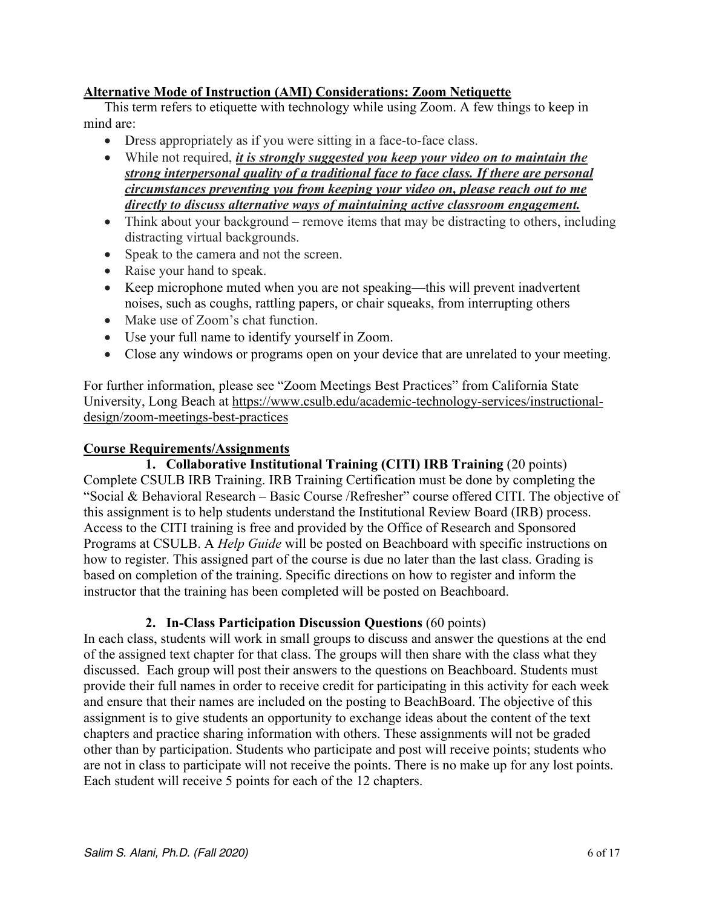## Alternative Mode of Instruction (AMI) Considerations: Zoom Netiquette

This term refers to etiquette with technology while using Zoom. A few things to keep in mind are:

- Dress appropriately as if you were sitting in a face-to-face class.
- While not required, ***it is strongly suggested you keep your video on to maintain the strong interpersonal quality of a traditional face to face class. If there are personal circumstances preventing you from keeping your video on, please reach out to me directly to discuss alternative ways of maintaining active classroom engagement.***
- Think about your background – remove items that may be distracting to others, including distracting virtual backgrounds.
- Speak to the camera and not the screen.
- Raise your hand to speak.
- Keep microphone muted when you are not speaking—this will prevent inadvertent noises, such as coughs, rattling papers, or chair squeaks, from interrupting others
- Make use of Zoom's chat function.
- Use your full name to identify yourself in Zoom.
- Close any windows or programs open on your device that are unrelated to your meeting.

For further information, please see "Zoom Meetings Best Practices" from California State University, Long Beach at https://www.csulb.edu/academic-technology-services/instructional-design/zoom-meetings-best-practices

## Course Requirements/Assignments

**1. Collaborative Institutional Training (CITI) IRB Training** (20 points)

Complete CSULB IRB Training. IRB Training Certification must be done by completing the "Social & Behavioral Research – Basic Course /Refresher" course offered CITI. The objective of this assignment is to help students understand the Institutional Review Board (IRB) process. Access to the CITI training is free and provided by the Office of Research and Sponsored Programs at CSULB. A *Help Guide* will be posted on Beachboard with specific instructions on how to register. This assigned part of the course is due no later than the last class. Grading is based on completion of the training. Specific directions on how to register and inform the instructor that the training has been completed will be posted on Beachboard.

**2. In-Class Participation Discussion Questions** (60 points)

In each class, students will work in small groups to discuss and answer the questions at the end of the assigned text chapter for that class. The groups will then share with the class what they discussed. Each group will post their answers to the questions on Beachboard. Students must provide their full names in order to receive credit for participating in this activity for each week and ensure that their names are included on the posting to BeachBoard. The objective of this assignment is to give students an opportunity to exchange ideas about the content of the text chapters and practice sharing information with others. These assignments will not be graded other than by participation. Students who participate and post will receive points; students who are not in class to participate will not receive the points. There is no make up for any lost points. Each student will receive 5 points for each of the 12 chapters.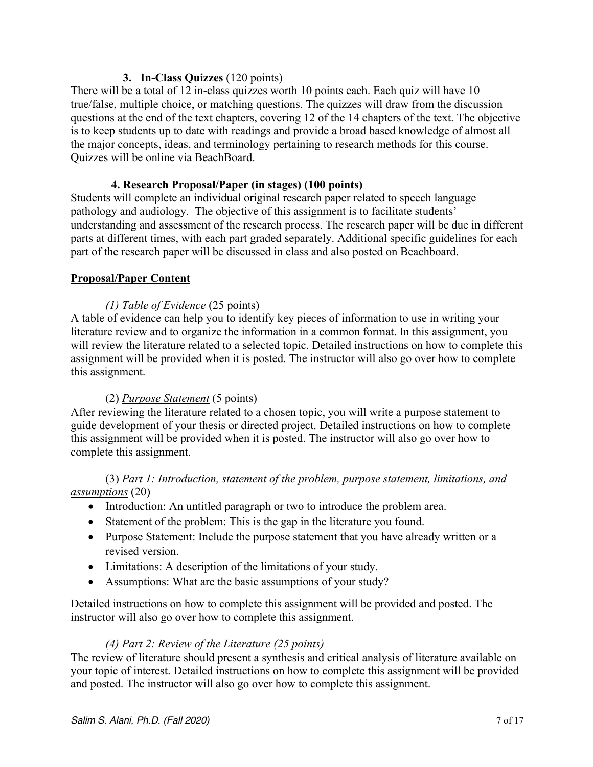### 3. In-Class Quizzes (120 points)

There will be a total of 12 in-class quizzes worth 10 points each. Each quiz will have 10 true/false, multiple choice, or matching questions. The quizzes will draw from the discussion questions at the end of the text chapters, covering 12 of the 14 chapters of the text. The objective is to keep students up to date with readings and provide a broad based knowledge of almost all the major concepts, ideas, and terminology pertaining to research methods for this course. Quizzes will be online via BeachBoard.

### 4. Research Proposal/Paper (in stages) (100 points)

Students will complete an individual original research paper related to speech language pathology and audiology. The objective of this assignment is to facilitate students' understanding and assessment of the research process. The research paper will be due in different parts at different times, with each part graded separately. Additional specific guidelines for each part of the research paper will be discussed in class and also posted on Beachboard.

**Proposal/Paper Content**

*(1) Table of Evidence* (25 points)

A table of evidence can help you to identify key pieces of information to use in writing your literature review and to organize the information in a common format. In this assignment, you will review the literature related to a selected topic. Detailed instructions on how to complete this assignment will be provided when it is posted. The instructor will also go over how to complete this assignment.

(2) *Purpose Statement* (5 points)

After reviewing the literature related to a chosen topic, you will write a purpose statement to guide development of your thesis or directed project. Detailed instructions on how to complete this assignment will be provided when it is posted. The instructor will also go over how to complete this assignment.

(3) *Part 1: Introduction, statement of the problem, purpose statement, limitations, and assumptions* (20)

- Introduction: An untitled paragraph or two to introduce the problem area.
- Statement of the problem: This is the gap in the literature you found.
- Purpose Statement: Include the purpose statement that you have already written or a revised version.
- Limitations: A description of the limitations of your study.
- Assumptions: What are the basic assumptions of your study?

Detailed instructions on how to complete this assignment will be provided and posted. The instructor will also go over how to complete this assignment.

*(4) Part 2: Review of the Literature (25 points)*

The review of literature should present a synthesis and critical analysis of literature available on your topic of interest. Detailed instructions on how to complete this assignment will be provided and posted. The instructor will also go over how to complete this assignment.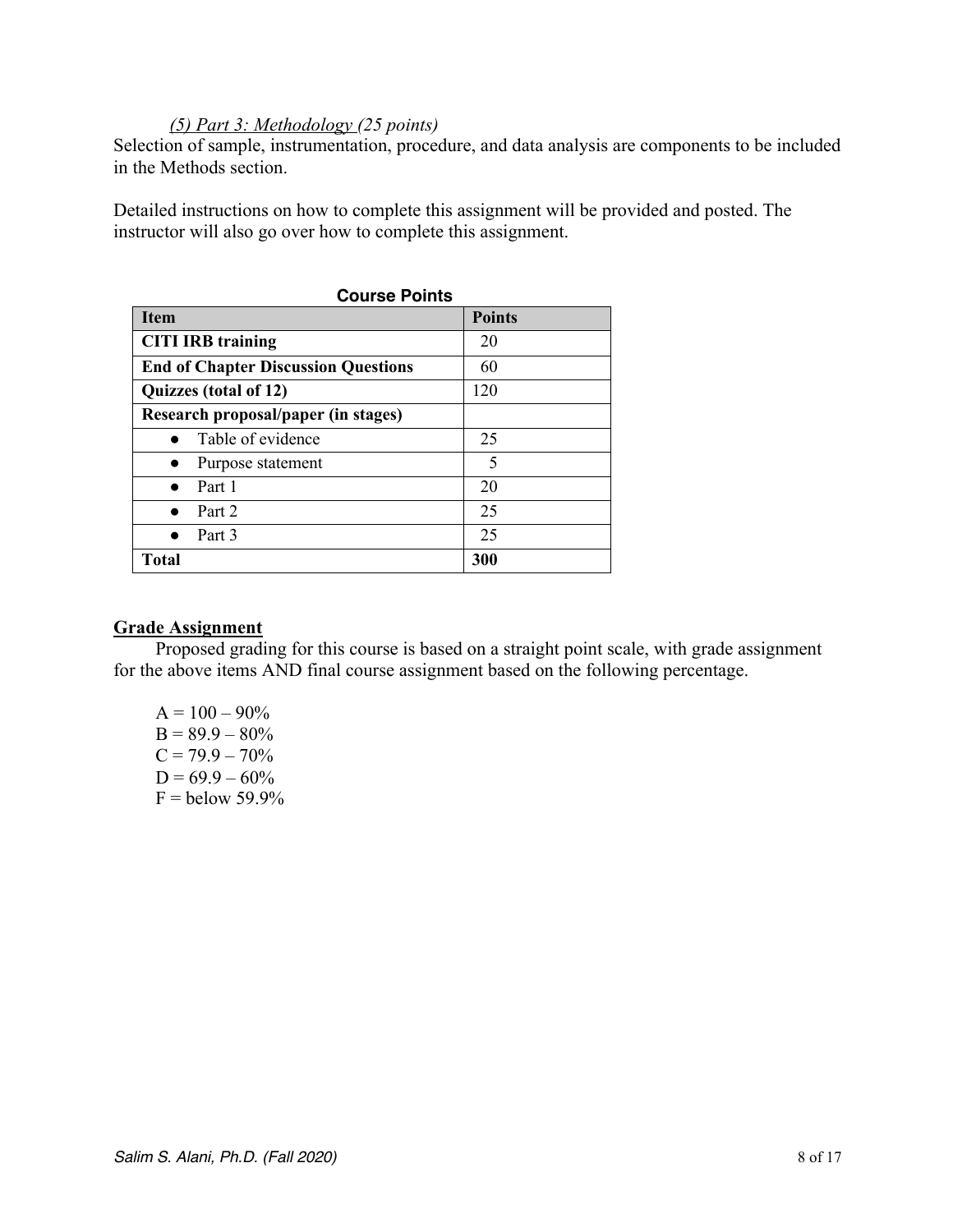*(5) Part 3: Methodology (25 points)*

Selection of sample, instrumentation, procedure, and data analysis are components to be included in the Methods section.

Detailed instructions on how to complete this assignment will be provided and posted. The instructor will also go over how to complete this assignment.

**Course Points**

| Item | Points |
| --- | --- |
| **CITI IRB training** | 20 |
| **End of Chapter Discussion Questions** | 60 |
| **Quizzes (total of 12)** | 120 |
| **Research proposal/paper (in stages)** | |
| ● Table of evidence | 25 |
| ● Purpose statement | 5 |
| ● Part 1 | 20 |
| ● Part 2 | 25 |
| ● Part 3 | 25 |
| **Total** | **300** |

## Grade Assignment

Proposed grading for this course is based on a straight point scale, with grade assignment for the above items AND final course assignment based on the following percentage.

A = 100 – 90%
B = 89.9 – 80%
C = 79.9 – 70%
D = 69.9 – 60%
F = below 59.9%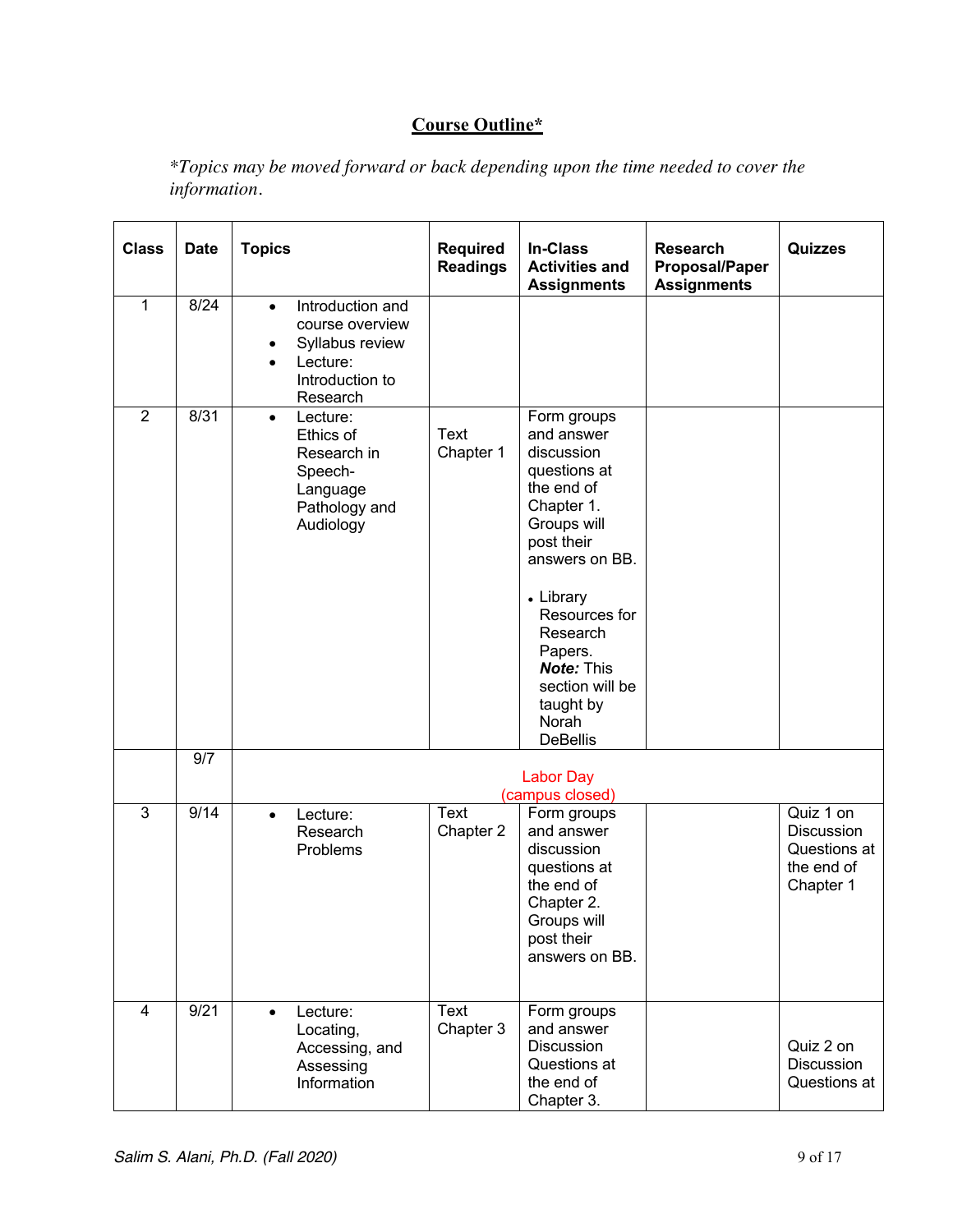# **Course Outline***

*\*Topics may be moved forward or back depending upon the time needed to cover the information.*

| Class | Date | Topics | Required Readings | In-Class Activities and Assignments | Research Proposal/Paper Assignments | Quizzes |
|---|---|---|---|---|---|---|
| 1 | 8/24 | • Introduction and course overview<br>• Syllabus review<br>• Lecture: Introduction to Research | | | | |
| 2 | 8/31 | • Lecture: Ethics of Research in Speech-Language Pathology and Audiology | Text Chapter 1 | Form groups and answer discussion questions at the end of Chapter 1. Groups will post their answers on BB.<br><br>• Library Resources for Research Papers. ***Note:*** This section will be taught by Norah DeBellis | | |
| | 9/7 | Labor Day (campus closed) | | | | |
| 3 | 9/14 | • Lecture: Research Problems | Text Chapter 2 | Form groups and answer discussion questions at the end of Chapter 2. Groups will post their answers on BB. | | Quiz 1 on Discussion Questions at the end of Chapter 1 |
| 4 | 9/21 | • Lecture: Locating, Accessing, and Assessing Information | Text Chapter 3 | Form groups and answer Discussion Questions at the end of Chapter 3. | | Quiz 2 on Discussion Questions at |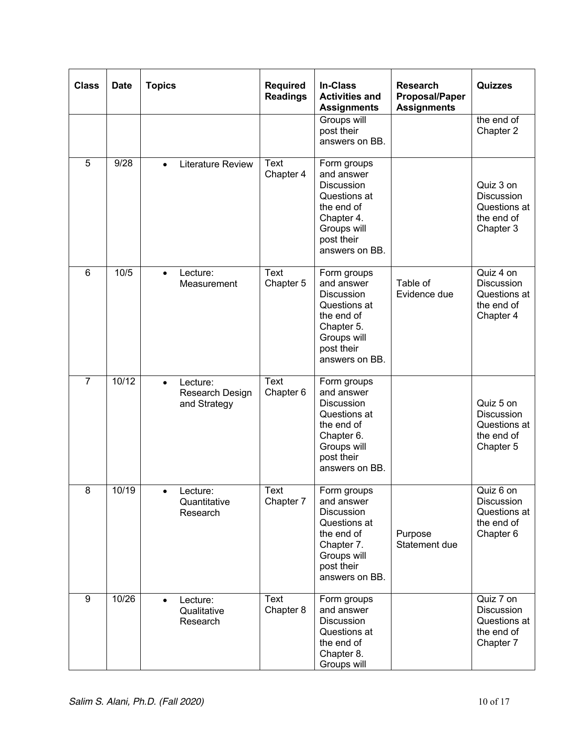| Class | Date | Topics | Required Readings | In-Class Activities and Assignments | Research Proposal/Paper Assignments | Quizzes |
|---|---|---|---|---|---|---|
| | | | | Groups will post their answers on BB. | | the end of Chapter 2 |
| 5 | 9/28 | • Literature Review | Text Chapter 4 | Form groups and answer Discussion Questions at the end of Chapter 4. Groups will post their answers on BB. | | Quiz 3 on Discussion Questions at the end of Chapter 3 |
| 6 | 10/5 | • Lecture: Measurement | Text Chapter 5 | Form groups and answer Discussion Questions at the end of Chapter 5. Groups will post their answers on BB. | Table of Evidence due | Quiz 4 on Discussion Questions at the end of Chapter 4 |
| 7 | 10/12 | • Lecture: Research Design and Strategy | Text Chapter 6 | Form groups and answer Discussion Questions at the end of Chapter 6. Groups will post their answers on BB. | | Quiz 5 on Discussion Questions at the end of Chapter 5 |
| 8 | 10/19 | • Lecture: Quantitative Research | Text Chapter 7 | Form groups and answer Discussion Questions at the end of Chapter 7. Groups will post their answers on BB. | Purpose Statement due | Quiz 6 on Discussion Questions at the end of Chapter 6 |
| 9 | 10/26 | • Lecture: Qualitative Research | Text Chapter 8 | Form groups and answer Discussion Questions at the end of Chapter 8. Groups will | | Quiz 7 on Discussion Questions at the end of Chapter 7 |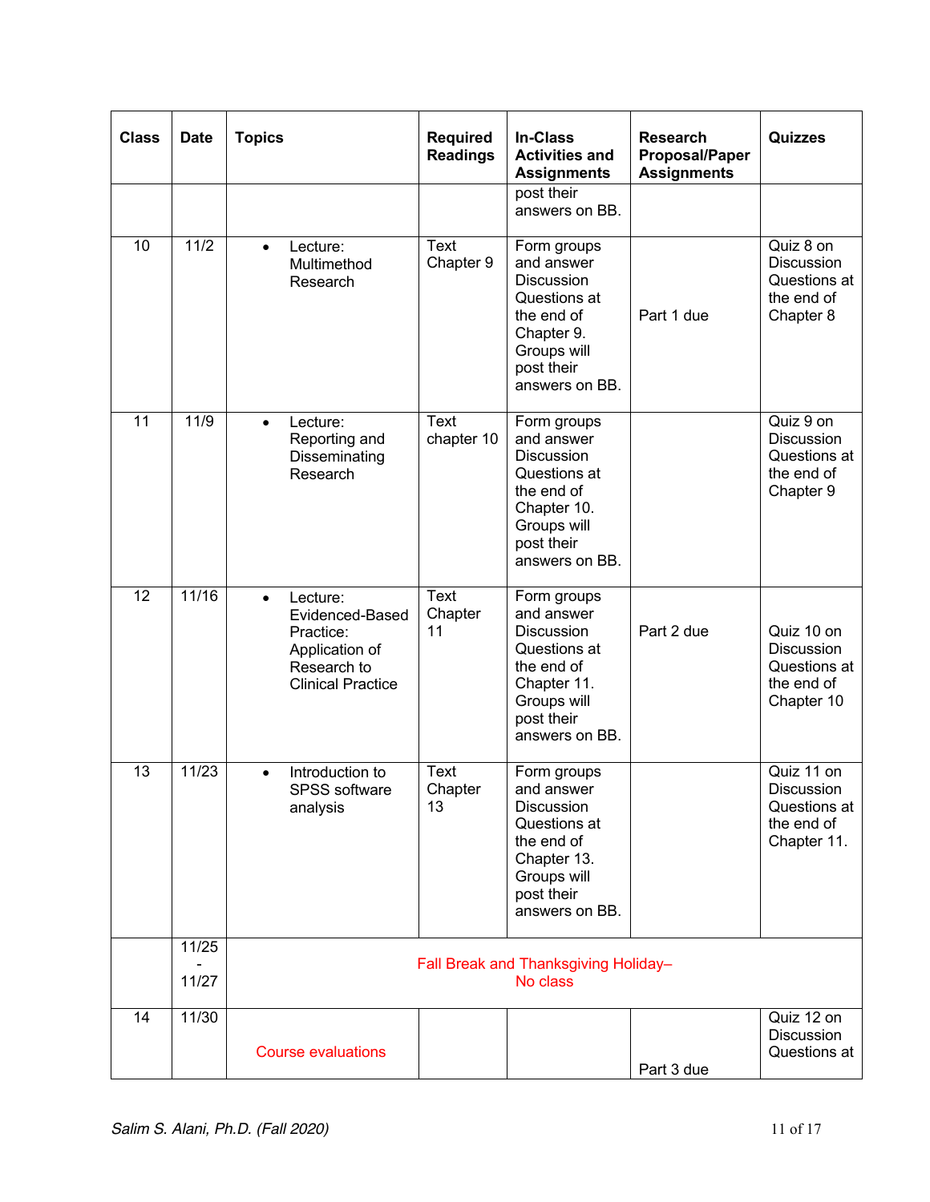| Class | Date | Topics | Required Readings | In-Class Activities and Assignments | Research Proposal/Paper Assignments | Quizzes |
|---|---|---|---|---|---|---|
| | | | | post their answers on BB. | | |
| 10 | 11/2 | • Lecture: Multimethod Research | Text Chapter 9 | Form groups and answer Discussion Questions at the end of Chapter 9. Groups will post their answers on BB. | Part 1 due | Quiz 8 on Discussion Questions at the end of Chapter 8 |
| 11 | 11/9 | • Lecture: Reporting and Disseminating Research | Text chapter 10 | Form groups and answer Discussion Questions at the end of Chapter 10. Groups will post their answers on BB. | | Quiz 9 on Discussion Questions at the end of Chapter 9 |
| 12 | 11/16 | • Lecture: Evidenced-Based Practice: Application of Research to Clinical Practice | Text Chapter 11 | Form groups and answer Discussion Questions at the end of Chapter 11. Groups will post their answers on BB. | Part 2 due | Quiz 10 on Discussion Questions at the end of Chapter 10 |
| 13 | 11/23 | • Introduction to SPSS software analysis | Text Chapter 13 | Form groups and answer Discussion Questions at the end of Chapter 13. Groups will post their answers on BB. | | Quiz 11 on Discussion Questions at the end of Chapter 11. |
| | 11/25 - 11/27 | Fall Break and Thanksgiving Holiday– No class | | | | |
| 14 | 11/30 | Course evaluations | | | Part 3 due | Quiz 12 on Discussion Questions at |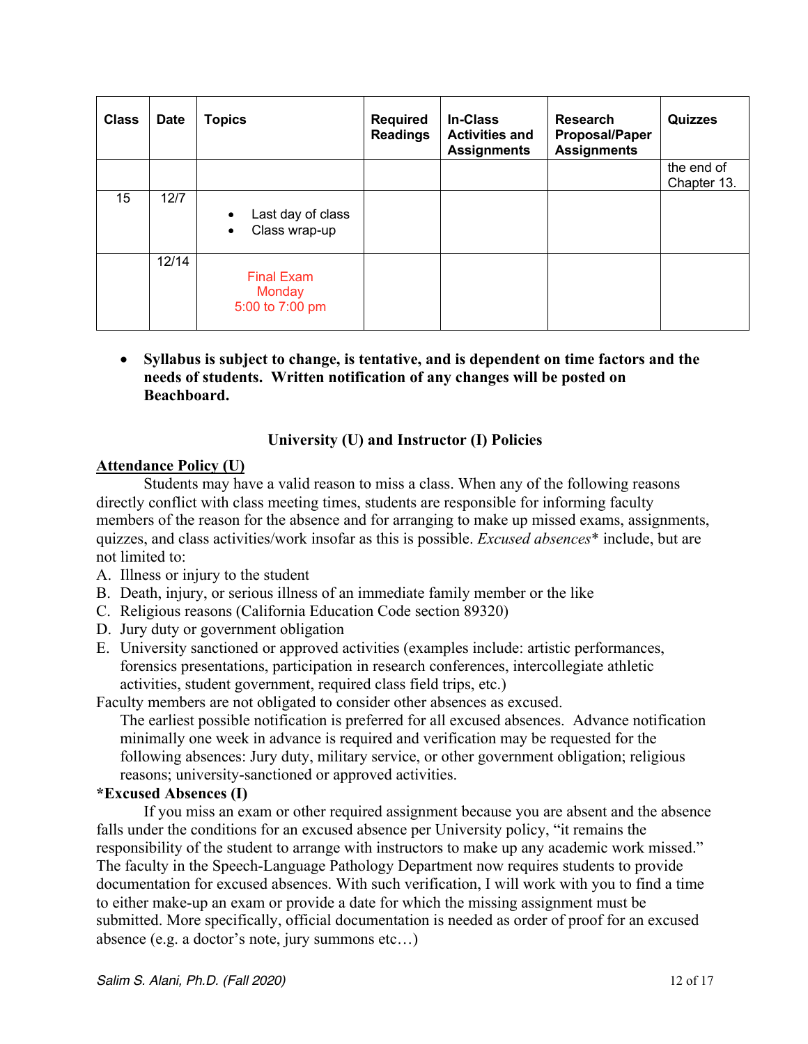| Class | Date | Topics | Required Readings | In-Class Activities and Assignments | Research Proposal/Paper Assignments | Quizzes |
|---|---|---|---|---|---|---|
| | | | | | | the end of Chapter 13. |
| 15 | 12/7 | • Last day of class<br>• Class wrap-up | | | | |
| | 12/14 | Final Exam<br>Monday<br>5:00 to 7:00 pm | | | | |

- **Syllabus is subject to change, is tentative, and is dependent on time factors and the needs of students. Written notification of any changes will be posted on Beachboard.**

### University (U) and Instructor (I) Policies

**Attendance Policy (U)**

Students may have a valid reason to miss a class. When any of the following reasons directly conflict with class meeting times, students are responsible for informing faculty members of the reason for the absence and for arranging to make up missed exams, assignments, quizzes, and class activities/work insofar as this is possible. *Excused absences** include, but are not limited to:

A. Illness or injury to the student
B. Death, injury, or serious illness of an immediate family member or the like
C. Religious reasons (California Education Code section 89320)
D. Jury duty or government obligation
E. University sanctioned or approved activities (examples include: artistic performances, forensics presentations, participation in research conferences, intercollegiate athletic activities, student government, required class field trips, etc.)

Faculty members are not obligated to consider other absences as excused.

The earliest possible notification is preferred for all excused absences. Advance notification minimally one week in advance is required and verification may be requested for the following absences: Jury duty, military service, or other government obligation; religious reasons; university-sanctioned or approved activities.

**\*Excused Absences (I)**

If you miss an exam or other required assignment because you are absent and the absence falls under the conditions for an excused absence per University policy, "it remains the responsibility of the student to arrange with instructors to make up any academic work missed." The faculty in the Speech-Language Pathology Department now requires students to provide documentation for excused absences. With such verification, I will work with you to find a time to either make-up an exam or provide a date for which the missing assignment must be submitted. More specifically, official documentation is needed as order of proof for an excused absence (e.g. a doctor's note, jury summons etc…)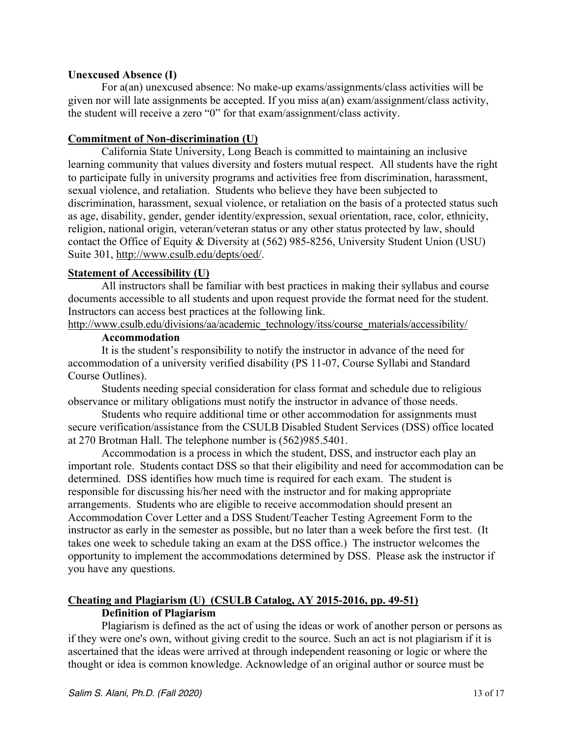**Unexcused Absence (I)**

For a(an) unexcused absence: No make-up exams/assignments/class activities will be given nor will late assignments be accepted. If you miss a(an) exam/assignment/class activity, the student will receive a zero "0" for that exam/assignment/class activity.

**Commitment of Non-discrimination (U)**

California State University, Long Beach is committed to maintaining an inclusive learning community that values diversity and fosters mutual respect. All students have the right to participate fully in university programs and activities free from discrimination, harassment, sexual violence, and retaliation. Students who believe they have been subjected to discrimination, harassment, sexual violence, or retaliation on the basis of a protected status such as age, disability, gender, gender identity/expression, sexual orientation, race, color, ethnicity, religion, national origin, veteran/veteran status or any other status protected by law, should contact the Office of Equity & Diversity at (562) 985-8256, University Student Union (USU) Suite 301, http://www.csulb.edu/depts/oed/.

**Statement of Accessibility (U)**

All instructors shall be familiar with best practices in making their syllabus and course documents accessible to all students and upon request provide the format need for the student. Instructors can access best practices at the following link.
http://www.csulb.edu/divisions/aa/academic_technology/itss/course_materials/accessibility/

**Accommodation**

It is the student's responsibility to notify the instructor in advance of the need for accommodation of a university verified disability (PS 11-07, Course Syllabi and Standard Course Outlines).

Students needing special consideration for class format and schedule due to religious observance or military obligations must notify the instructor in advance of those needs.

Students who require additional time or other accommodation for assignments must secure verification/assistance from the CSULB Disabled Student Services (DSS) office located at 270 Brotman Hall. The telephone number is (562)985.5401.

Accommodation is a process in which the student, DSS, and instructor each play an important role. Students contact DSS so that their eligibility and need for accommodation can be determined. DSS identifies how much time is required for each exam. The student is responsible for discussing his/her need with the instructor and for making appropriate arrangements. Students who are eligible to receive accommodation should present an Accommodation Cover Letter and a DSS Student/Teacher Testing Agreement Form to the instructor as early in the semester as possible, but no later than a week before the first test. (It takes one week to schedule taking an exam at the DSS office.) The instructor welcomes the opportunity to implement the accommodations determined by DSS. Please ask the instructor if you have any questions.

**Cheating and Plagiarism (U) (CSULB Catalog, AY 2015-2016, pp. 49-51)**

**Definition of Plagiarism**

Plagiarism is defined as the act of using the ideas or work of another person or persons as if they were one's own, without giving credit to the source. Such an act is not plagiarism if it is ascertained that the ideas were arrived at through independent reasoning or logic or where the thought or idea is common knowledge. Acknowledge of an original author or source must be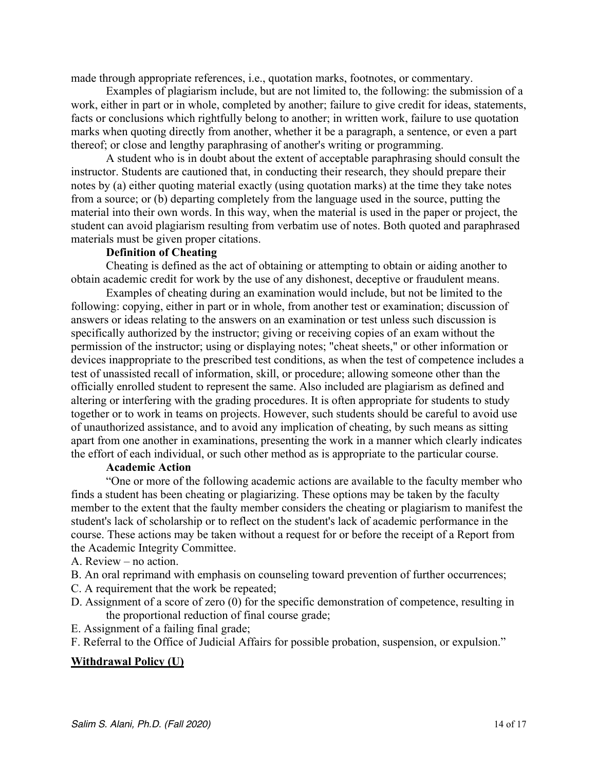made through appropriate references, i.e., quotation marks, footnotes, or commentary.

Examples of plagiarism include, but are not limited to, the following: the submission of a work, either in part or in whole, completed by another; failure to give credit for ideas, statements, facts or conclusions which rightfully belong to another; in written work, failure to use quotation marks when quoting directly from another, whether it be a paragraph, a sentence, or even a part thereof; or close and lengthy paraphrasing of another's writing or programming.

A student who is in doubt about the extent of acceptable paraphrasing should consult the instructor. Students are cautioned that, in conducting their research, they should prepare their notes by (a) either quoting material exactly (using quotation marks) at the time they take notes from a source; or (b) departing completely from the language used in the source, putting the material into their own words. In this way, when the material is used in the paper or project, the student can avoid plagiarism resulting from verbatim use of notes. Both quoted and paraphrased materials must be given proper citations.

**Definition of Cheating**

Cheating is defined as the act of obtaining or attempting to obtain or aiding another to obtain academic credit for work by the use of any dishonest, deceptive or fraudulent means.

Examples of cheating during an examination would include, but not be limited to the following: copying, either in part or in whole, from another test or examination; discussion of answers or ideas relating to the answers on an examination or test unless such discussion is specifically authorized by the instructor; giving or receiving copies of an exam without the permission of the instructor; using or displaying notes; "cheat sheets," or other information or devices inappropriate to the prescribed test conditions, as when the test of competence includes a test of unassisted recall of information, skill, or procedure; allowing someone other than the officially enrolled student to represent the same. Also included are plagiarism as defined and altering or interfering with the grading procedures. It is often appropriate for students to study together or to work in teams on projects. However, such students should be careful to avoid use of unauthorized assistance, and to avoid any implication of cheating, by such means as sitting apart from one another in examinations, presenting the work in a manner which clearly indicates the effort of each individual, or such other method as is appropriate to the particular course.

**Academic Action**

"One or more of the following academic actions are available to the faculty member who finds a student has been cheating or plagiarizing. These options may be taken by the faculty member to the extent that the faulty member considers the cheating or plagiarism to manifest the student's lack of scholarship or to reflect on the student's lack of academic performance in the course. These actions may be taken without a request for or before the receipt of a Report from the Academic Integrity Committee.

A. Review – no action.

B. An oral reprimand with emphasis on counseling toward prevention of further occurrences;

C. A requirement that the work be repeated;

D. Assignment of a score of zero (0) for the specific demonstration of competence, resulting in the proportional reduction of final course grade;

E. Assignment of a failing final grade;

F. Referral to the Office of Judicial Affairs for possible probation, suspension, or expulsion."

## Withdrawal Policy (U)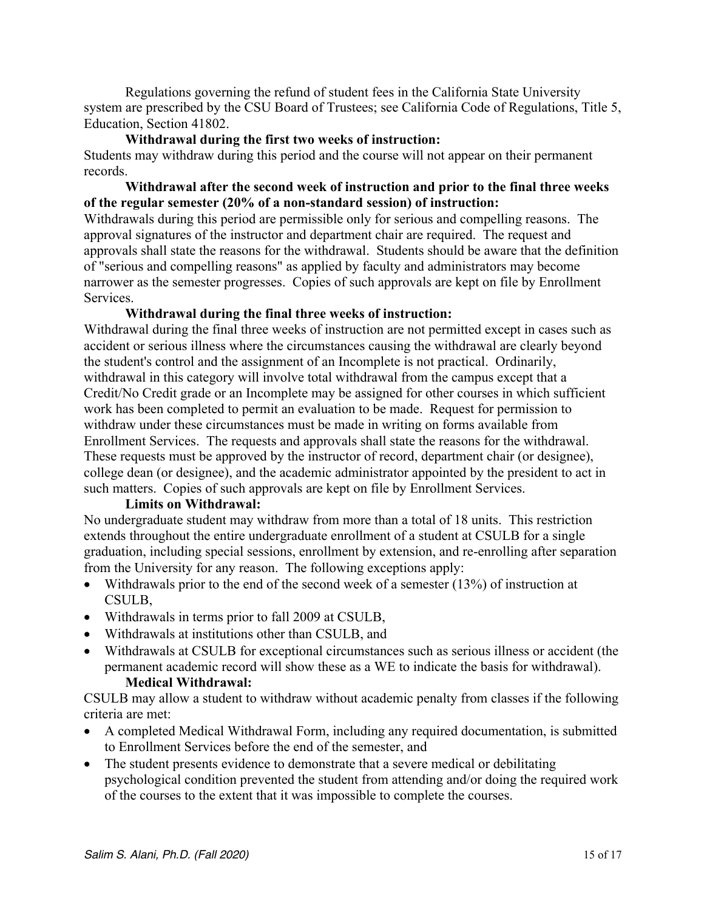Regulations governing the refund of student fees in the California State University system are prescribed by the CSU Board of Trustees; see California Code of Regulations, Title 5, Education, Section 41802.

**Withdrawal during the first two weeks of instruction:**

Students may withdraw during this period and the course will not appear on their permanent records.

**Withdrawal after the second week of instruction and prior to the final three weeks of the regular semester (20% of a non-standard session) of instruction:**

Withdrawals during this period are permissible only for serious and compelling reasons. The approval signatures of the instructor and department chair are required. The request and approvals shall state the reasons for the withdrawal. Students should be aware that the definition of "serious and compelling reasons" as applied by faculty and administrators may become narrower as the semester progresses. Copies of such approvals are kept on file by Enrollment Services.

**Withdrawal during the final three weeks of instruction:**

Withdrawal during the final three weeks of instruction are not permitted except in cases such as accident or serious illness where the circumstances causing the withdrawal are clearly beyond the student's control and the assignment of an Incomplete is not practical. Ordinarily, withdrawal in this category will involve total withdrawal from the campus except that a Credit/No Credit grade or an Incomplete may be assigned for other courses in which sufficient work has been completed to permit an evaluation to be made. Request for permission to withdraw under these circumstances must be made in writing on forms available from Enrollment Services. The requests and approvals shall state the reasons for the withdrawal. These requests must be approved by the instructor of record, department chair (or designee), college dean (or designee), and the academic administrator appointed by the president to act in such matters. Copies of such approvals are kept on file by Enrollment Services.

**Limits on Withdrawal:**

No undergraduate student may withdraw from more than a total of 18 units. This restriction extends throughout the entire undergraduate enrollment of a student at CSULB for a single graduation, including special sessions, enrollment by extension, and re-enrolling after separation from the University for any reason. The following exceptions apply:

- Withdrawals prior to the end of the second week of a semester (13%) of instruction at CSULB,
- Withdrawals in terms prior to fall 2009 at CSULB,
- Withdrawals at institutions other than CSULB, and
- Withdrawals at CSULB for exceptional circumstances such as serious illness or accident (the permanent academic record will show these as a WE to indicate the basis for withdrawal).

**Medical Withdrawal:**

CSULB may allow a student to withdraw without academic penalty from classes if the following criteria are met:

- A completed Medical Withdrawal Form, including any required documentation, is submitted to Enrollment Services before the end of the semester, and
- The student presents evidence to demonstrate that a severe medical or debilitating psychological condition prevented the student from attending and/or doing the required work of the courses to the extent that it was impossible to complete the courses.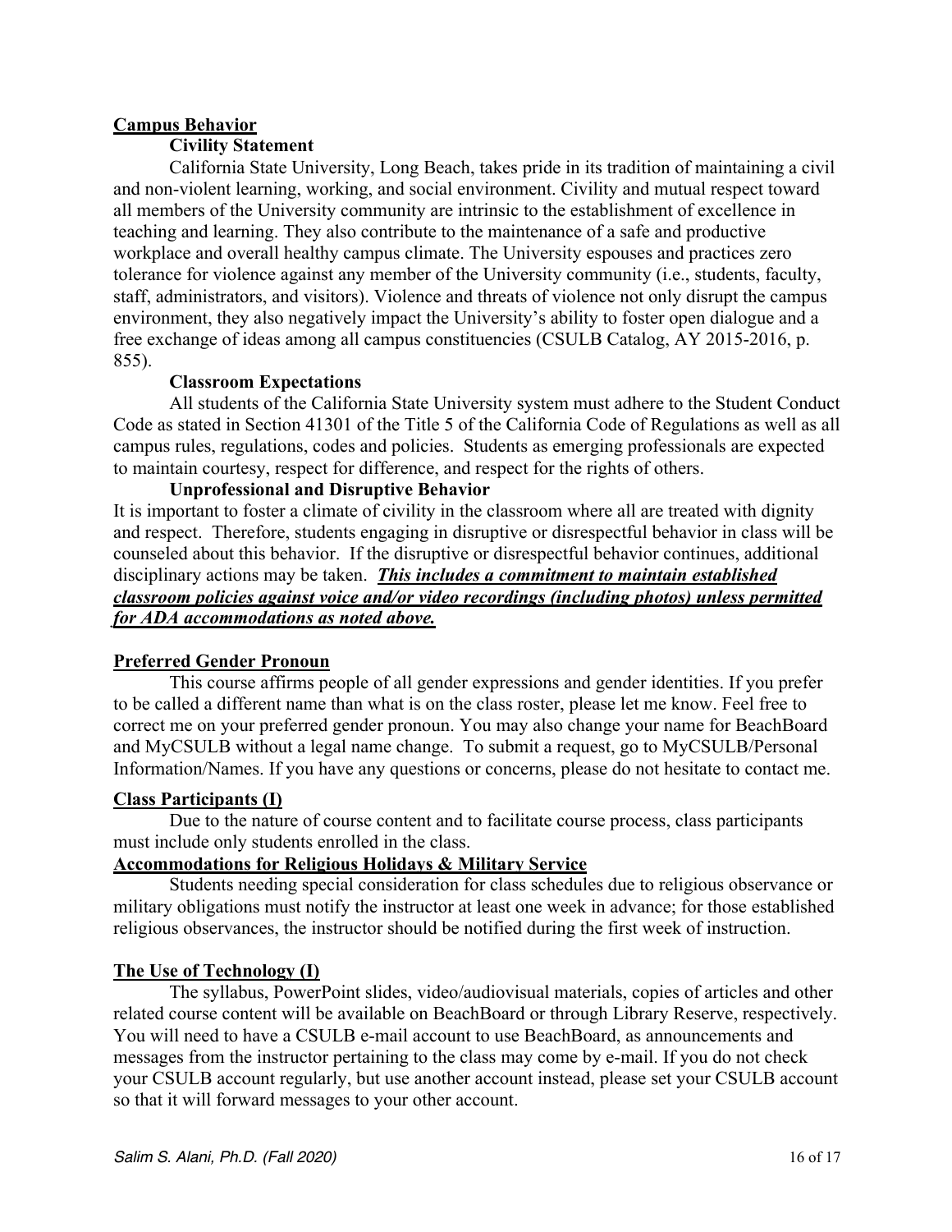## Campus Behavior

### Civility Statement

California State University, Long Beach, takes pride in its tradition of maintaining a civil and non-violent learning, working, and social environment. Civility and mutual respect toward all members of the University community are intrinsic to the establishment of excellence in teaching and learning. They also contribute to the maintenance of a safe and productive workplace and overall healthy campus climate. The University espouses and practices zero tolerance for violence against any member of the University community (i.e., students, faculty, staff, administrators, and visitors). Violence and threats of violence not only disrupt the campus environment, they also negatively impact the University's ability to foster open dialogue and a free exchange of ideas among all campus constituencies (CSULB Catalog, AY 2015-2016, p. 855).

### Classroom Expectations

All students of the California State University system must adhere to the Student Conduct Code as stated in Section 41301 of the Title 5 of the California Code of Regulations as well as all campus rules, regulations, codes and policies. Students as emerging professionals are expected to maintain courtesy, respect for difference, and respect for the rights of others.

### Unprofessional and Disruptive Behavior

It is important to foster a climate of civility in the classroom where all are treated with dignity and respect. Therefore, students engaging in disruptive or disrespectful behavior in class will be counseled about this behavior. If the disruptive or disrespectful behavior continues, additional disciplinary actions may be taken. ***This includes a commitment to maintain established classroom policies against voice and/or video recordings (including photos) unless permitted for ADA accommodations as noted above.***

## Preferred Gender Pronoun

This course affirms people of all gender expressions and gender identities. If you prefer to be called a different name than what is on the class roster, please let me know. Feel free to correct me on your preferred gender pronoun. You may also change your name for BeachBoard and MyCSULB without a legal name change. To submit a request, go to MyCSULB/Personal Information/Names. If you have any questions or concerns, please do not hesitate to contact me.

## Class Participants (I)

Due to the nature of course content and to facilitate course process, class participants must include only students enrolled in the class.

## Accommodations for Religious Holidays & Military Service

Students needing special consideration for class schedules due to religious observance or military obligations must notify the instructor at least one week in advance; for those established religious observances, the instructor should be notified during the first week of instruction.

## The Use of Technology (I)

The syllabus, PowerPoint slides, video/audiovisual materials, copies of articles and other related course content will be available on BeachBoard or through Library Reserve, respectively. You will need to have a CSULB e-mail account to use BeachBoard, as announcements and messages from the instructor pertaining to the class may come by e-mail. If you do not check your CSULB account regularly, but use another account instead, please set your CSULB account so that it will forward messages to your other account.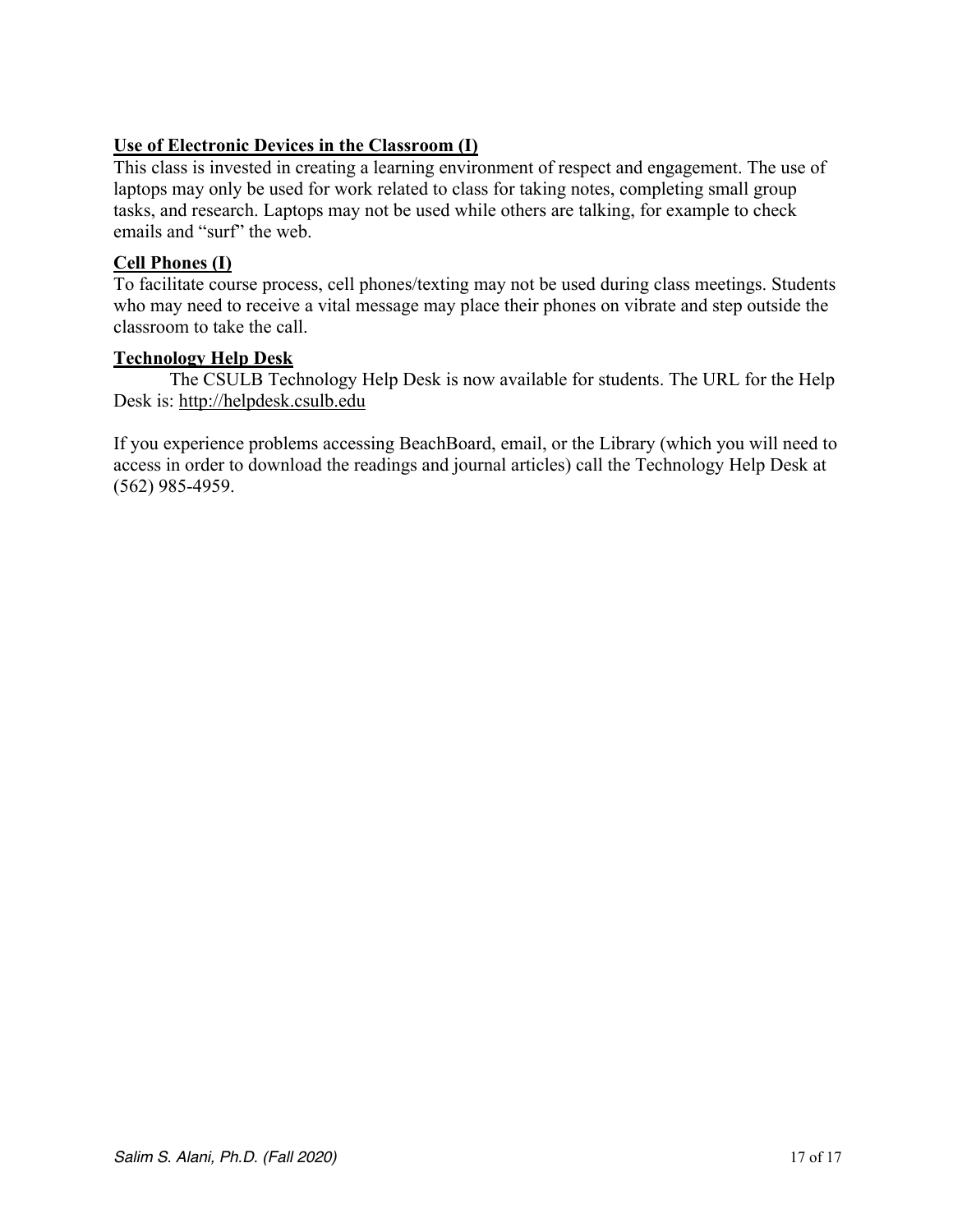**Use of Electronic Devices in the Classroom (I)**

This class is invested in creating a learning environment of respect and engagement. The use of laptops may only be used for work related to class for taking notes, completing small group tasks, and research. Laptops may not be used while others are talking, for example to check emails and "surf" the web.

**Cell Phones (I)**

To facilitate course process, cell phones/texting may not be used during class meetings. Students who may need to receive a vital message may place their phones on vibrate and step outside the classroom to take the call.

**Technology Help Desk**

The CSULB Technology Help Desk is now available for students. The URL for the Help Desk is: http://helpdesk.csulb.edu

If you experience problems accessing BeachBoard, email, or the Library (which you will need to access in order to download the readings and journal articles) call the Technology Help Desk at (562) 985-4959.